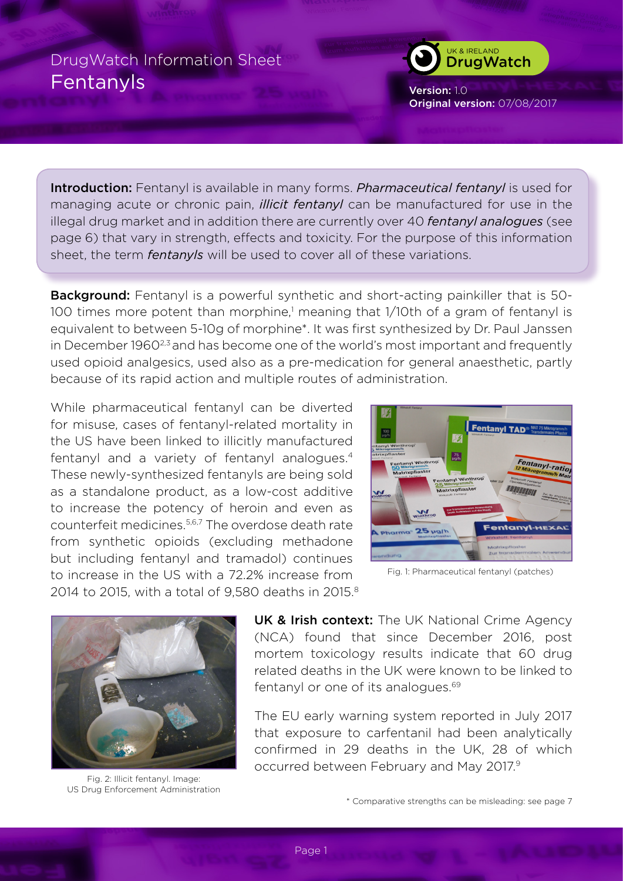# DrugWatch Information Sheet
# Fentanyls

UK & IRELAND DrugWatch

**Version:** 1.0
**Original version:** 07/08/2017

**Introduction:** Fentanyl is available in many forms. *Pharmaceutical fentanyl* is used for managing acute or chronic pain, *illicit fentanyl* can be manufactured for use in the illegal drug market and in addition there are currently over 40 *fentanyl analogues* (see page 6) that vary in strength, effects and toxicity. For the purpose of this information sheet, the term *fentanyls* will be used to cover all of these variations.

**Background:** Fentanyl is a powerful synthetic and short-acting painkiller that is 50-100 times more potent than morphine,[1] meaning that 1/10th of a gram of fentanyl is equivalent to between 5-10g of morphine*. It was first synthesized by Dr. Paul Janssen in December 1960[2,3] and has become one of the world's most important and frequently used opioid analgesics, used also as a pre-medication for general anaesthetic, partly because of its rapid action and multiple routes of administration.

While pharmaceutical fentanyl can be diverted for misuse, cases of fentanyl-related mortality in the US have been linked to illicitly manufactured fentanyl and a variety of fentanyl analogues.[4] These newly-synthesized fentanyls are being sold as a standalone product, as a low-cost additive to increase the potency of heroin and even as counterfeit medicines.[5,6,7] The overdose death rate from synthetic opioids (excluding methadone but including fentanyl and tramadol) continues to increase in the US with a 72.2% increase from 2014 to 2015, with a total of 9,580 deaths in 2015.[8]

Fig. 1: Pharmaceutical fentanyl (patches)

Fig. 2: Illicit fentanyl. Image: US Drug Enforcement Administration

**UK & Irish context:** The UK National Crime Agency (NCA) found that since December 2016, post mortem toxicology results indicate that 60 drug related deaths in the UK were known to be linked to fentanyl or one of its analogues.[69]

The EU early warning system reported in July 2017 that exposure to carfentanil had been analytically confirmed in 29 deaths in the UK, 28 of which occurred between February and May 2017.[9]

\* Comparative strengths can be misleading: see page 7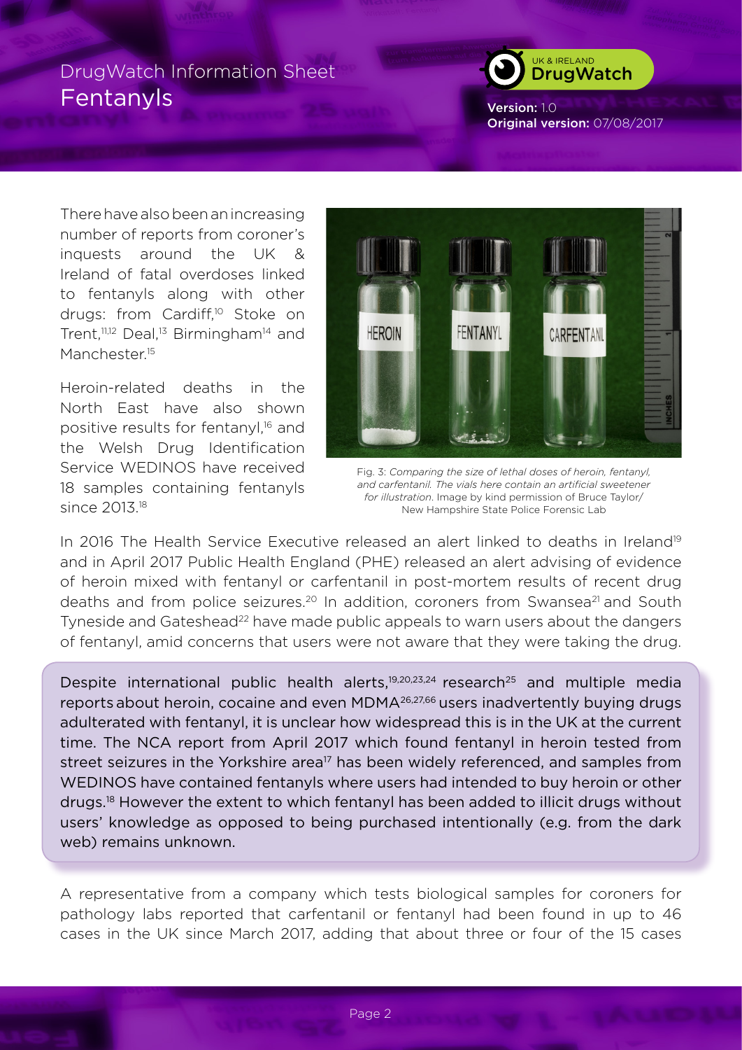There have also been an increasing number of reports from coroner's inquests around the UK & Ireland of fatal overdoses linked to fentanyls along with other drugs: from Cardiff,[10] Stoke on Trent,[11,12] Deal,[13] Birmingham[14] and Manchester.[15]

Heroin-related deaths in the North East have also shown positive results for fentanyl,[16] and the Welsh Drug Identification Service WEDINOS have received 18 samples containing fentanyls since 2013.[18]

Fig. 3: *Comparing the size of lethal doses of heroin, fentanyl, and carfentanil. The vials here contain an artificial sweetener for illustration*. Image by kind permission of Bruce Taylor/ New Hampshire State Police Forensic Lab

In 2016 The Health Service Executive released an alert linked to deaths in Ireland[19] and in April 2017 Public Health England (PHE) released an alert advising of evidence of heroin mixed with fentanyl or carfentanil in post-mortem results of recent drug deaths and from police seizures.[20] In addition, coroners from Swansea[21] and South Tyneside and Gateshead[22] have made public appeals to warn users about the dangers of fentanyl, amid concerns that users were not aware that they were taking the drug.

Despite international public health alerts,[19,20,23,24] research[25] and multiple media reports about heroin, cocaine and even MDMA[26,27,66] users inadvertently buying drugs adulterated with fentanyl, it is unclear how widespread this is in the UK at the current time. The NCA report from April 2017 which found fentanyl in heroin tested from street seizures in the Yorkshire area[17] has been widely referenced, and samples from WEDINOS have contained fentanyls where users had intended to buy heroin or other drugs.[18] However the extent to which fentanyl has been added to illicit drugs without users' knowledge as opposed to being purchased intentionally (e.g. from the dark web) remains unknown.

A representative from a company which tests biological samples for coroners for pathology labs reported that carfentanil or fentanyl had been found in up to 46 cases in the UK since March 2017, adding that about three or four of the 15 cases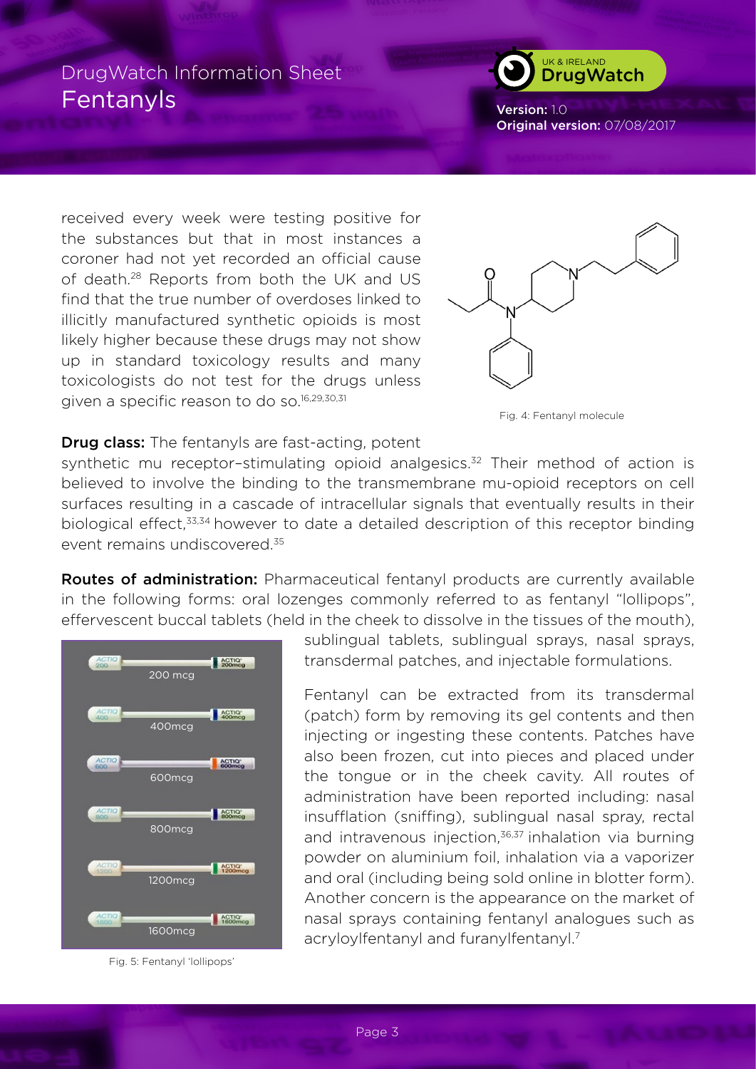received every week were testing positive for the substances but that in most instances a coroner had not yet recorded an official cause of death.[28] Reports from both the UK and US find that the true number of overdoses linked to illicitly manufactured synthetic opioids is most likely higher because these drugs may not show up in standard toxicology results and many toxicologists do not test for the drugs unless given a specific reason to do so.[16,29,30,31]

Fig. 4: Fentanyl molecule

**Drug class:** The fentanyls are fast-acting, potent synthetic mu receptor–stimulating opioid analgesics.[32] Their method of action is believed to involve the binding to the transmembrane mu-opioid receptors on cell surfaces resulting in a cascade of intracellular signals that eventually results in their biological effect,[33,34] however to date a detailed description of this receptor binding event remains undiscovered.[35]

**Routes of administration:** Pharmaceutical fentanyl products are currently available in the following forms: oral lozenges commonly referred to as fentanyl "lollipops", effervescent buccal tablets (held in the cheek to dissolve in the tissues of the mouth), sublingual tablets, sublingual sprays, nasal sprays, transdermal patches, and injectable formulations.

Fentanyl can be extracted from its transdermal (patch) form by removing its gel contents and then injecting or ingesting these contents. Patches have also been frozen, cut into pieces and placed under the tongue or in the cheek cavity. All routes of administration have been reported including: nasal insufflation (sniffing), sublingual nasal spray, rectal and intravenous injection,[36,37] inhalation via burning powder on aluminium foil, inhalation via a vaporizer and oral (including being sold online in blotter form). Another concern is the appearance on the market of nasal sprays containing fentanyl analogues such as acryloylfentanyl and furanylfentanyl.[7]

Fig. 5: Fentanyl 'lollipops'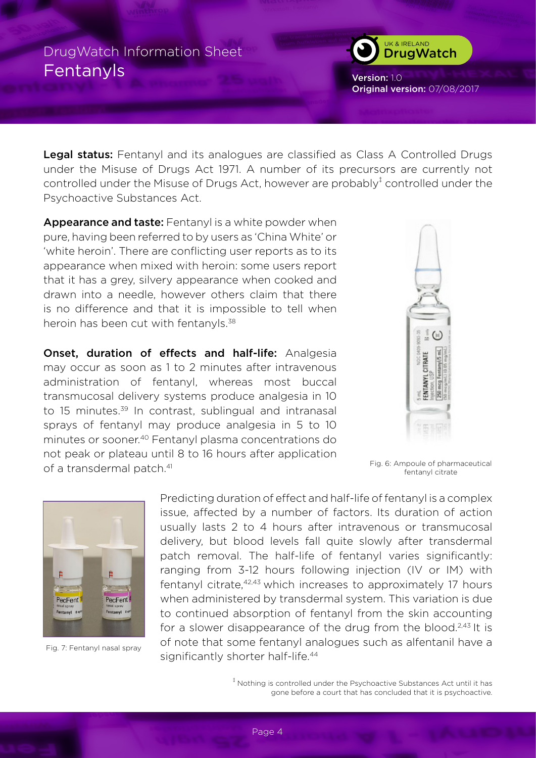**Legal status:** Fentanyl and its analogues are classified as Class A Controlled Drugs under the Misuse of Drugs Act 1971. A number of its precursors are currently not controlled under the Misuse of Drugs Act, however are probably[‡] controlled under the Psychoactive Substances Act.

**Appearance and taste:** Fentanyl is a white powder when pure, having been referred to by users as 'China White' or 'white heroin'. There are conflicting user reports as to its appearance when mixed with heroin: some users report that it has a grey, silvery appearance when cooked and drawn into a needle, however others claim that there is no difference and that it is impossible to tell when heroin has been cut with fentanyls.[38]

**Onset, duration of effects and half-life:** Analgesia may occur as soon as 1 to 2 minutes after intravenous administration of fentanyl, whereas most buccal transmucosal delivery systems produce analgesia in 10 to 15 minutes.[39] In contrast, sublingual and intranasal sprays of fentanyl may produce analgesia in 5 to 10 minutes or sooner.[40] Fentanyl plasma concentrations do not peak or plateau until 8 to 16 hours after application of a transdermal patch.[41]

Fig. 6: Ampoule of pharmaceutical fentanyl citrate

Predicting duration of effect and half-life of fentanyl is a complex issue, affected by a number of factors. Its duration of action usually lasts 2 to 4 hours after intravenous or transmucosal delivery, but blood levels fall quite slowly after transdermal patch removal. The half-life of fentanyl varies significantly: ranging from 3-12 hours following injection (IV or IM) with fentanyl citrate,[42,43] which increases to approximately 17 hours when administered by transdermal system. This variation is due to continued absorption of fentanyl from the skin accounting for a slower disappearance of the drug from the blood.[2,43] It is of note that some fentanyl analogues such as alfentanil have a significantly shorter half-life.[44]

Fig. 7: Fentanyl nasal spray

[‡] Nothing is controlled under the Psychoactive Substances Act until it has gone before a court that has concluded that it is psychoactive.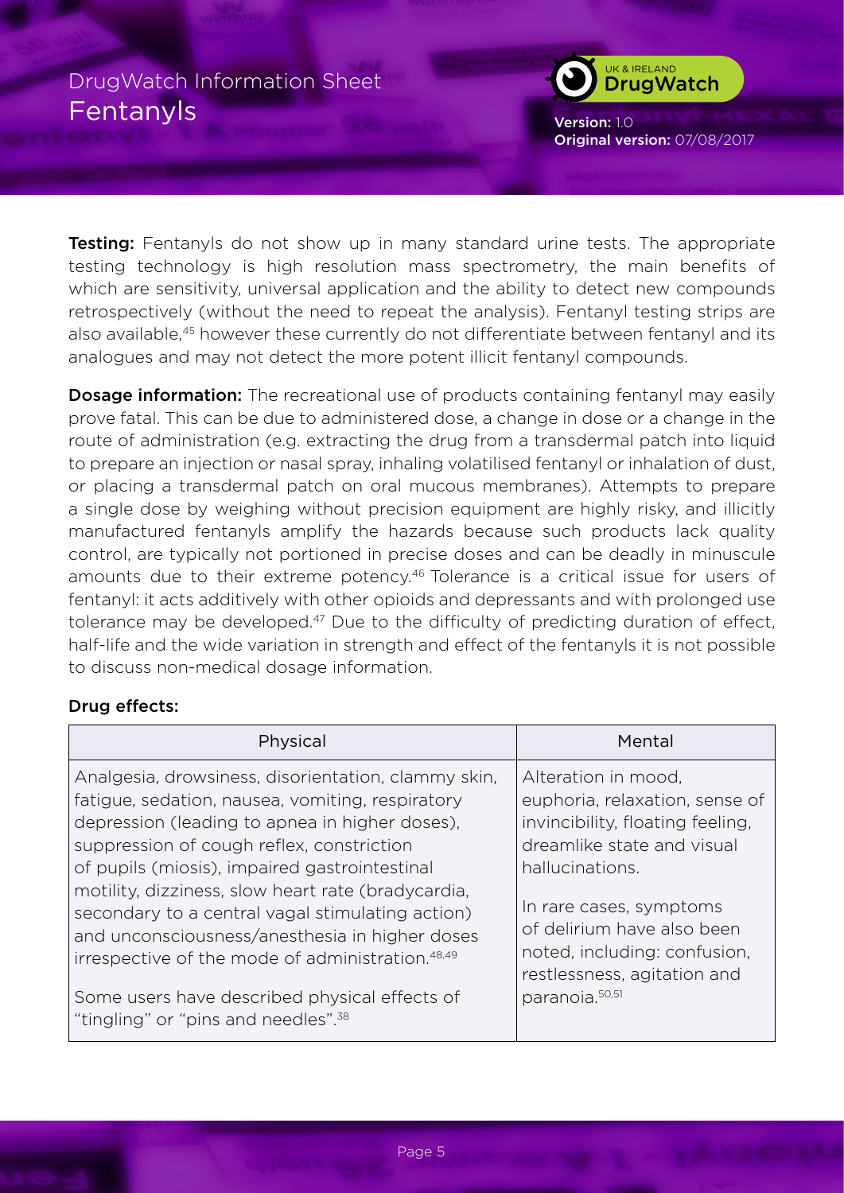**Testing:** Fentanyls do not show up in many standard urine tests. The appropriate testing technology is high resolution mass spectrometry, the main benefits of which are sensitivity, universal application and the ability to detect new compounds retrospectively (without the need to repeat the analysis). Fentanyl testing strips are also available,[45] however these currently do not differentiate between fentanyl and its analogues and may not detect the more potent illicit fentanyl compounds.

**Dosage information:** The recreational use of products containing fentanyl may easily prove fatal. This can be due to administered dose, a change in dose or a change in the route of administration (e.g. extracting the drug from a transdermal patch into liquid to prepare an injection or nasal spray, inhaling volatilised fentanyl or inhalation of dust, or placing a transdermal patch on oral mucous membranes). Attempts to prepare a single dose by weighing without precision equipment are highly risky, and illicitly manufactured fentanyls amplify the hazards because such products lack quality control, are typically not portioned in precise doses and can be deadly in minuscule amounts due to their extreme potency.[46] Tolerance is a critical issue for users of fentanyl: it acts additively with other opioids and depressants and with prolonged use tolerance may be developed.[47] Due to the difficulty of predicting duration of effect, half-life and the wide variation in strength and effect of the fentanyls it is not possible to discuss non-medical dosage information.

**Drug effects:**

| Physical | Mental |
|---|---|
| Analgesia, drowsiness, disorientation, clammy skin, fatigue, sedation, nausea, vomiting, respiratory depression (leading to apnea in higher doses), suppression of cough reflex, constriction of pupils (miosis), impaired gastrointestinal motility, dizziness, slow heart rate (bradycardia, secondary to a central vagal stimulating action) and unconsciousness/anesthesia in higher doses irrespective of the mode of administration.[48,49]<br><br>Some users have described physical effects of "tingling" or "pins and needles".[38] | Alteration in mood, euphoria, relaxation, sense of invincibility, floating feeling, dreamlike state and visual hallucinations.<br><br>In rare cases, symptoms of delirium have also been noted, including: confusion, restlessness, agitation and paranoia.[50,51] |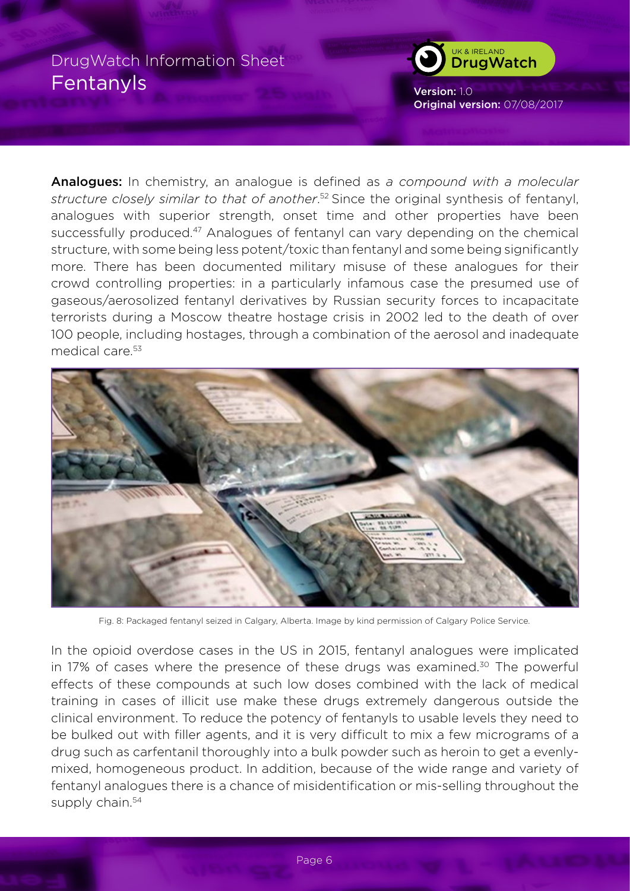**Analogues:** In chemistry, an analogue is defined as *a compound with a molecular structure closely similar to that of another*.[52] Since the original synthesis of fentanyl, analogues with superior strength, onset time and other properties have been successfully produced.[47] Analogues of fentanyl can vary depending on the chemical structure, with some being less potent/toxic than fentanyl and some being significantly more. There has been documented military misuse of these analogues for their crowd controlling properties: in a particularly infamous case the presumed use of gaseous/aerosolized fentanyl derivatives by Russian security forces to incapacitate terrorists during a Moscow theatre hostage crisis in 2002 led to the death of over 100 people, including hostages, through a combination of the aerosol and inadequate medical care.[53]

Fig. 8: Packaged fentanyl seized in Calgary, Alberta. Image by kind permission of Calgary Police Service.

In the opioid overdose cases in the US in 2015, fentanyl analogues were implicated in 17% of cases where the presence of these drugs was examined.[30] The powerful effects of these compounds at such low doses combined with the lack of medical training in cases of illicit use make these drugs extremely dangerous outside the clinical environment. To reduce the potency of fentanyls to usable levels they need to be bulked out with filler agents, and it is very difficult to mix a few micrograms of a drug such as carfentanil thoroughly into a bulk powder such as heroin to get a evenly-mixed, homogeneous product. In addition, because of the wide range and variety of fentanyl analogues there is a chance of misidentification or mis-selling throughout the supply chain.[54]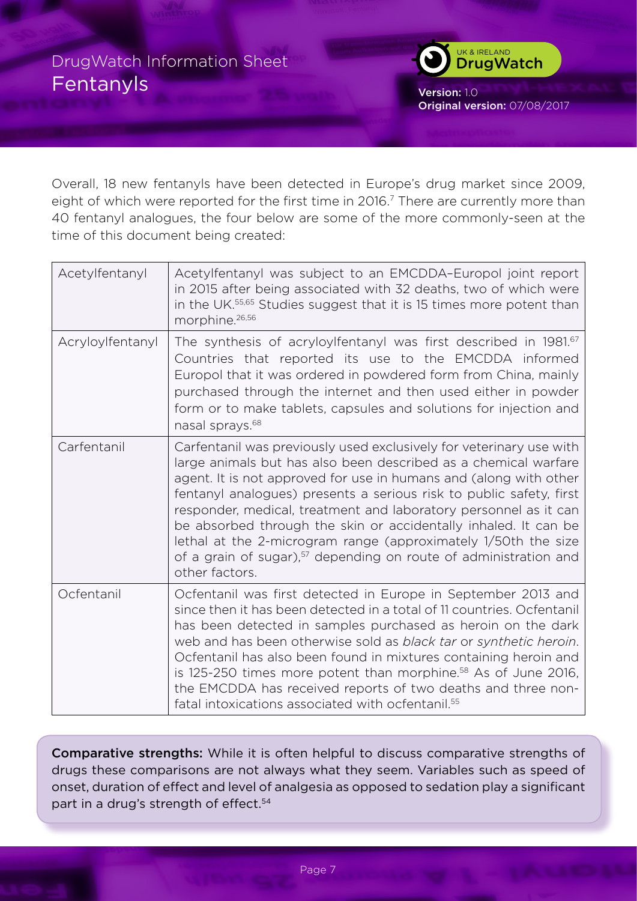Overall, 18 new fentanyls have been detected in Europe's drug market since 2009, eight of which were reported for the first time in 2016.[7] There are currently more than 40 fentanyl analogues, the four below are some of the more commonly-seen at the time of this document being created:

| | |
|---|---|
| Acetylfentanyl | Acetylfentanyl was subject to an EMCDDA–Europol joint report in 2015 after being associated with 32 deaths, two of which were in the UK.[55,65] Studies suggest that it is 15 times more potent than morphine.[26,56] |
| Acryloylfentanyl | The synthesis of acryloylfentanyl was first described in 1981.[67] Countries that reported its use to the EMCDDA informed Europol that it was ordered in powdered form from China, mainly purchased through the internet and then used either in powder form or to make tablets, capsules and solutions for injection and nasal sprays.[68] |
| Carfentanil | Carfentanil was previously used exclusively for veterinary use with large animals but has also been described as a chemical warfare agent. It is not approved for use in humans and (along with other fentanyl analogues) presents a serious risk to public safety, first responder, medical, treatment and laboratory personnel as it can be absorbed through the skin or accidentally inhaled. It can be lethal at the 2-microgram range (approximately 1/50th the size of a grain of sugar),[57] depending on route of administration and other factors. |
| Ocfentanil | Ocfentanil was first detected in Europe in September 2013 and since then it has been detected in a total of 11 countries. Ocfentanil has been detected in samples purchased as heroin on the dark web and has been otherwise sold as *black tar* or *synthetic heroin*. Ocfentanil has also been found in mixtures containing heroin and is 125-250 times more potent than morphine.[58] As of June 2016, the EMCDDA has received reports of two deaths and three non-fatal intoxications associated with ocfentanil.[55] |

**Comparative strengths:** While it is often helpful to discuss comparative strengths of drugs these comparisons are not always what they seem. Variables such as speed of onset, duration of effect and level of analgesia as opposed to sedation play a significant part in a drug's strength of effect.[54]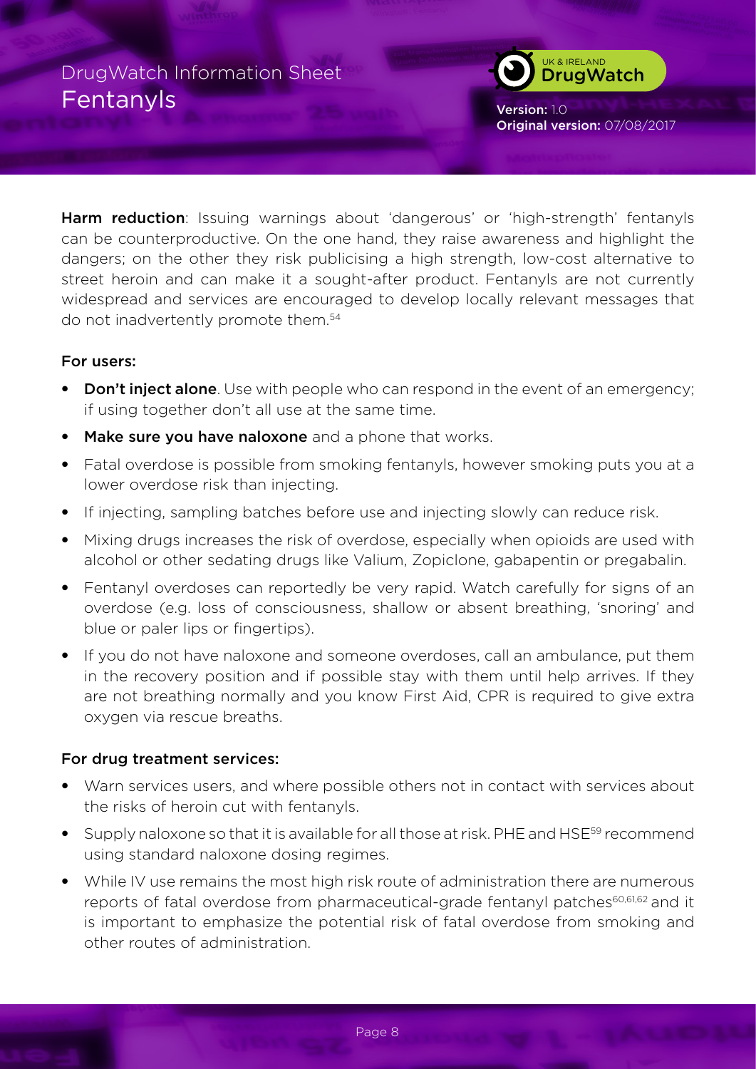**Harm reduction**: Issuing warnings about 'dangerous' or 'high-strength' fentanyls can be counterproductive. On the one hand, they raise awareness and highlight the dangers; on the other they risk publicising a high strength, low-cost alternative to street heroin and can make it a sought-after product. Fentanyls are not currently widespread and services are encouraged to develop locally relevant messages that do not inadvertently promote them.[54]

**For users:**

- **Don't inject alone**. Use with people who can respond in the event of an emergency; if using together don't all use at the same time.
- **Make sure you have naloxone** and a phone that works.
- Fatal overdose is possible from smoking fentanyls, however smoking puts you at a lower overdose risk than injecting.
- If injecting, sampling batches before use and injecting slowly can reduce risk.
- Mixing drugs increases the risk of overdose, especially when opioids are used with alcohol or other sedating drugs like Valium, Zopiclone, gabapentin or pregabalin.
- Fentanyl overdoses can reportedly be very rapid. Watch carefully for signs of an overdose (e.g. loss of consciousness, shallow or absent breathing, 'snoring' and blue or paler lips or fingertips).
- If you do not have naloxone and someone overdoses, call an ambulance, put them in the recovery position and if possible stay with them until help arrives. If they are not breathing normally and you know First Aid, CPR is required to give extra oxygen via rescue breaths.

**For drug treatment services:**

- Warn services users, and where possible others not in contact with services about the risks of heroin cut with fentanyls.
- Supply naloxone so that it is available for all those at risk. PHE and HSE[59] recommend using standard naloxone dosing regimes.
- While IV use remains the most high risk route of administration there are numerous reports of fatal overdose from pharmaceutical-grade fentanyl patches[60,61,62] and it is important to emphasize the potential risk of fatal overdose from smoking and other routes of administration.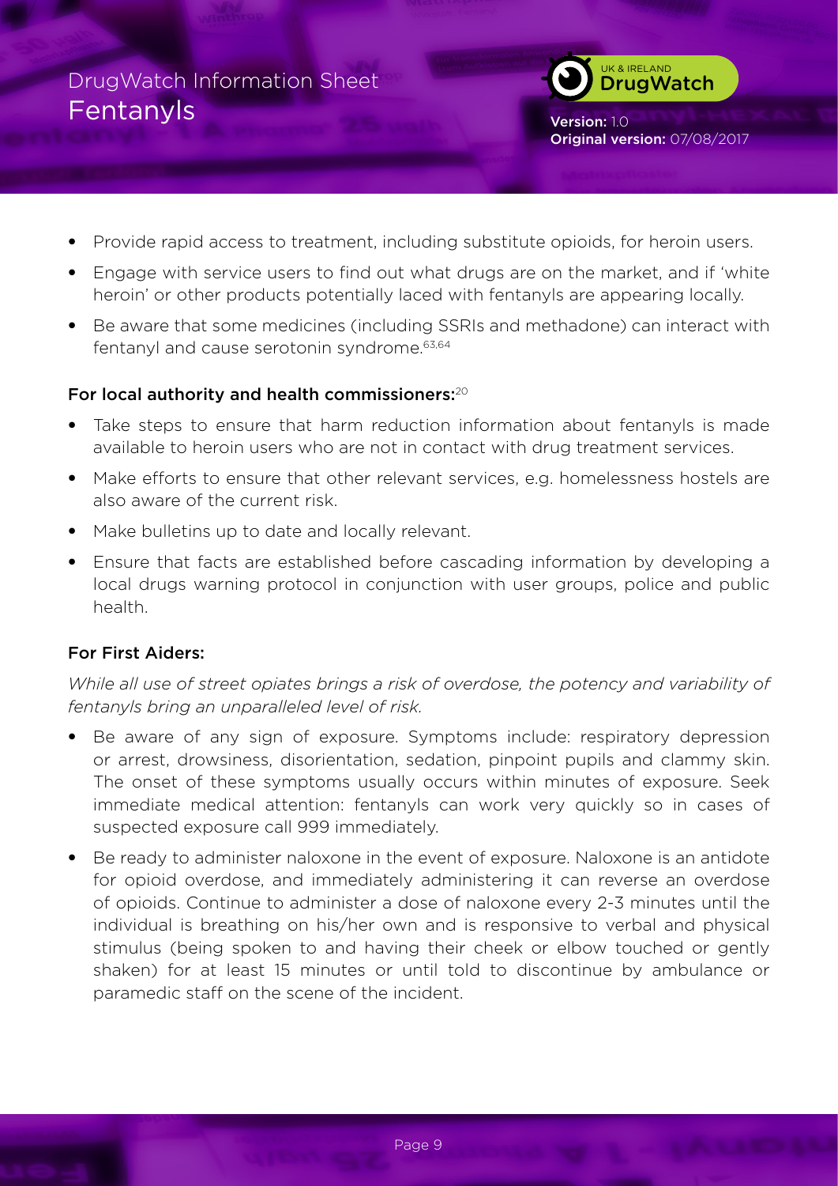- Provide rapid access to treatment, including substitute opioids, for heroin users.
- Engage with service users to find out what drugs are on the market, and if 'white heroin' or other products potentially laced with fentanyls are appearing locally.
- Be aware that some medicines (including SSRIs and methadone) can interact with fentanyl and cause serotonin syndrome.[63,64]

### For local authority and health commissioners:[20]

- Take steps to ensure that harm reduction information about fentanyls is made available to heroin users who are not in contact with drug treatment services.
- Make efforts to ensure that other relevant services, e.g. homelessness hostels are also aware of the current risk.
- Make bulletins up to date and locally relevant.
- Ensure that facts are established before cascading information by developing a local drugs warning protocol in conjunction with user groups, police and public health.

### For First Aiders:

*While all use of street opiates brings a risk of overdose, the potency and variability of fentanyls bring an unparalleled level of risk.*

- Be aware of any sign of exposure. Symptoms include: respiratory depression or arrest, drowsiness, disorientation, sedation, pinpoint pupils and clammy skin. The onset of these symptoms usually occurs within minutes of exposure. Seek immediate medical attention: fentanyls can work very quickly so in cases of suspected exposure call 999 immediately.
- Be ready to administer naloxone in the event of exposure. Naloxone is an antidote for opioid overdose, and immediately administering it can reverse an overdose of opioids. Continue to administer a dose of naloxone every 2-3 minutes until the individual is breathing on his/her own and is responsive to verbal and physical stimulus (being spoken to and having their cheek or elbow touched or gently shaken) for at least 15 minutes or until told to discontinue by ambulance or paramedic staff on the scene of the incident.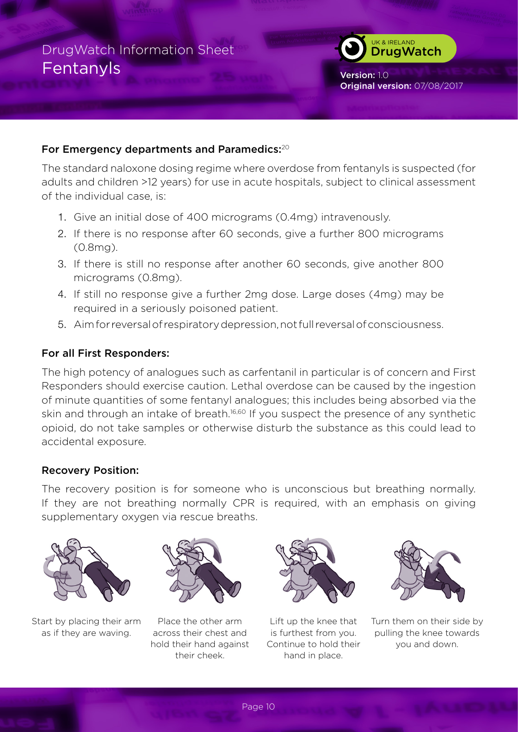## For Emergency departments and Paramedics:[20]

The standard naloxone dosing regime where overdose from fentanyls is suspected (for adults and children >12 years) for use in acute hospitals, subject to clinical assessment of the individual case, is:

1. Give an initial dose of 400 micrograms (0.4mg) intravenously.
2. If there is no response after 60 seconds, give a further 800 micrograms (0.8mg).
3. If there is still no response after another 60 seconds, give another 800 micrograms (0.8mg).
4. If still no response give a further 2mg dose. Large doses (4mg) may be required in a seriously poisoned patient.
5. Aim for reversal of respiratory depression, not full reversal of consciousness.

## For all First Responders:

The high potency of analogues such as carfentanil in particular is of concern and First Responders should exercise caution. Lethal overdose can be caused by the ingestion of minute quantities of some fentanyl analogues; this includes being absorbed via the skin and through an intake of breath.[16,60] If you suspect the presence of any synthetic opioid, do not take samples or otherwise disturb the substance as this could lead to accidental exposure.

## Recovery Position:

The recovery position is for someone who is unconscious but breathing normally. If they are not breathing normally CPR is required, with an emphasis on giving supplementary oxygen via rescue breaths.

Start by placing their arm as if they are waving.

Place the other arm across their chest and hold their hand against their cheek.

Lift up the knee that is furthest from you. Continue to hold their hand in place.

Turn them on their side by pulling the knee towards you and down.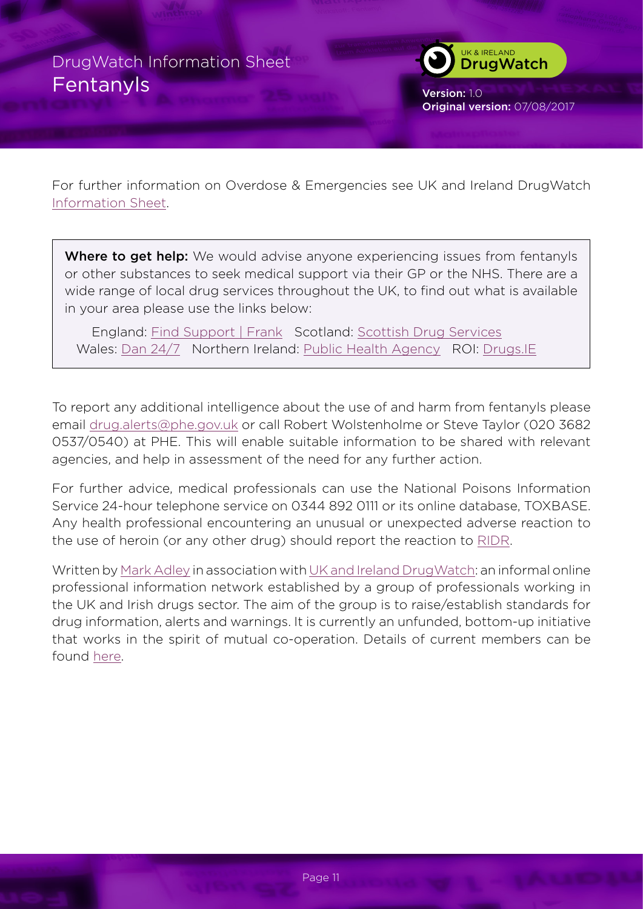For further information on Overdose & Emergencies see UK and Ireland DrugWatch Information Sheet.

> **Where to get help:** We would advise anyone experiencing issues from fentanyls or other substances to seek medical support via their GP or the NHS. There are a wide range of local drug services throughout the UK, to find out what is available in your area please use the links below:
>
> England: Find Support | Frank Scotland: Scottish Drug Services
> Wales: Dan 24/7 Northern Ireland: Public Health Agency ROI: Drugs.IE

To report any additional intelligence about the use of and harm from fentanyls please email drug.alerts@phe.gov.uk or call Robert Wolstenholme or Steve Taylor (020 3682 0537/0540) at PHE. This will enable suitable information to be shared with relevant agencies, and help in assessment of the need for any further action.

For further advice, medical professionals can use the National Poisons Information Service 24-hour telephone service on 0344 892 0111 or its online database, TOXBASE. Any health professional encountering an unusual or unexpected adverse reaction to the use of heroin (or any other drug) should report the reaction to RIDR.

Written by Mark Adley in association with UK and Ireland DrugWatch: an informal online professional information network established by a group of professionals working in the UK and Irish drugs sector. The aim of the group is to raise/establish standards for drug information, alerts and warnings. It is currently an unfunded, bottom-up initiative that works in the spirit of mutual co-operation. Details of current members can be found here.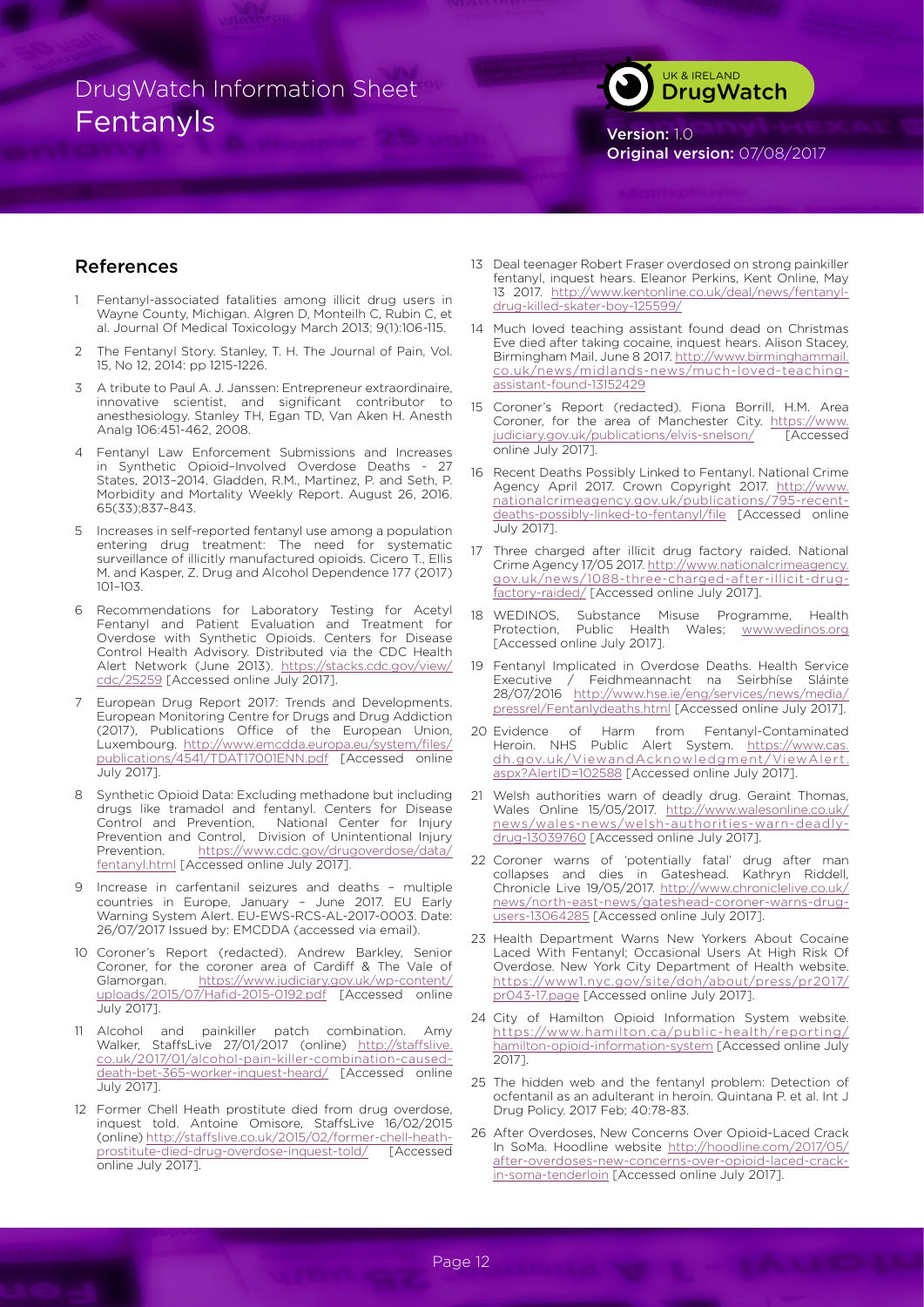## References

1. Fentanyl-associated fatalities among illicit drug users in Wayne County, Michigan. Algren D, Monteilh C, Rubin C, et al. Journal Of Medical Toxicology March 2013; 9(1):106-115.
2. The Fentanyl Story. Stanley, T. H. The Journal of Pain, Vol. 15, No 12, 2014: pp 1215-1226.
3. A tribute to Paul A. J. Janssen: Entrepreneur extraordinaire, innovative scientist, and significant contributor to anesthesiology. Stanley TH, Egan TD, Van Aken H. Anesth Analg 106:451-462, 2008.
4. Fentanyl Law Enforcement Submissions and Increases in Synthetic Opioid-Involved Overdose Deaths - 27 States, 2013–2014. Gladden, R.M., Martinez, P. and Seth, P. Morbidity and Mortality Weekly Report. August 26, 2016. 65(33);837–843.
5. Increases in self-reported fentanyl use among a population entering drug treatment: The need for systematic surveillance of illicitly manufactured opioids. Cicero T., Ellis M. and Kasper, Z. Drug and Alcohol Dependence 177 (2017) 101–103.
6. Recommendations for Laboratory Testing for Acetyl Fentanyl and Patient Evaluation and Treatment for Overdose with Synthetic Opioids. Centers for Disease Control Health Advisory. Distributed via the CDC Health Alert Network (June 2013). https://stacks.cdc.gov/view/cdc/25259 [Accessed online July 2017].
7. European Drug Report 2017: Trends and Developments. European Monitoring Centre for Drugs and Drug Addiction (2017), Publications Office of the European Union, Luxembourg. http://www.emcdda.europa.eu/system/files/publications/4541/TDAT17001ENN.pdf [Accessed online July 2017].
8. Synthetic Opioid Data: Excluding methadone but including drugs like tramadol and fentanyl. Centers for Disease Control and Prevention, National Center for Injury Prevention and Control, Division of Unintentional Injury Prevention. https://www.cdc.gov/drugoverdose/data/fentanyl.html [Accessed online July 2017].
9. Increase in carfentanil seizures and deaths – multiple countries in Europe, January – June 2017. EU Early Warning System Alert. EU-EWS-RCS-AL-2017-0003. Date: 26/07/2017 Issued by: EMCDDA (accessed via email).
10. Coroner's Report (redacted). Andrew Barkley, Senior Coroner, for the coroner area of Cardiff & The Vale of Glamorgan. https://www.judiciary.gov.uk/wp-content/uploads/2015/07/Hafid-2015-0192.pdf [Accessed online July 2017].
11. Alcohol and painkiller patch combination. Amy Walker, StaffsLive 27/01/2017 (online) http://staffslive.co.uk/2017/01/alcohol-pain-killer-combination-caused-death-bet-365-worker-inquest-heard/ [Accessed online July 2017].
12. Former Chell Heath prostitute died from drug overdose, inquest told. Antoine Omisore, StaffsLive 16/02/2015 (online) http://staffslive.co.uk/2015/02/former-chell-heath-prostitute-died-drug-overdose-inquest-told/ [Accessed online July 2017].
13. Deal teenager Robert Fraser overdosed on strong painkiller fentanyl, inquest hears. Eleanor Perkins, Kent Online, May 13 2017. http://www.kentonline.co.uk/deal/news/fentanyl-drug-killed-skater-boy-125599/
14. Much loved teaching assistant found dead on Christmas Eve died after taking cocaine, inquest hears. Alison Stacey, Birmingham Mail, June 8 2017. http://www.birminghammail.co.uk/news/midlands-news/much-loved-teaching-assistant-found-13152429
15. Coroner's Report (redacted). Fiona Borrill, H.M. Area Coroner, for the area of Manchester City. https://www.judiciary.gov.uk/publications/elvis-snelson/ [Accessed online July 2017].
16. Recent Deaths Possibly Linked to Fentanyl. National Crime Agency April 2017. Crown Copyright 2017. http://www.nationalcrimeagency.gov.uk/publications/795-recent-deaths-possibly-linked-to-fentanyl/file [Accessed online July 2017].
17. Three charged after illicit drug factory raided. National Crime Agency 17/05 2017. http://www.nationalcrimeagency.gov.uk/news/1088-three-charged-after-illicit-drug-factory-raided/ [Accessed online July 2017].
18. WEDINOS, Substance Misuse Programme, Health Protection, Public Health Wales; www.wedinos.org [Accessed online July 2017].
19. Fentanyl Implicated in Overdose Deaths. Health Service Executive / Feidhmeannacht na Seirbhíse Sláinte 28/07/2016 http://www.hse.ie/eng/services/news/media/pressrel/Fentanlydeaths.html [Accessed online July 2017].
20. Evidence of Harm from Fentanyl-Contaminated Heroin. NHS Public Alert System. https://www.cas.dh.gov.uk/ViewandAcknowledgment/ViewAlert.aspx?AlertID=102588 [Accessed online July 2017].
21. Welsh authorities warn of deadly drug. Geraint Thomas, Wales Online 15/05/2017. http://www.walesonline.co.uk/news/wales-news/welsh-authorities-warn-deadly-drug-13039760 [Accessed online July 2017].
22. Coroner warns of 'potentially fatal' drug after man collapses and dies in Gateshead. Kathryn Riddell, Chronicle Live 19/05/2017. http://www.chroniclelive.co.uk/news/north-east-news/gateshead-coroner-warns-drug-users-13064285 [Accessed online July 2017].
23. Health Department Warns New Yorkers About Cocaine Laced With Fentanyl; Occasional Users At High Risk Of Overdose. New York City Department of Health website. https://www1.nyc.gov/site/doh/about/press/pr2017/pr043-17.page [Accessed online July 2017].
24. City of Hamilton Opioid Information System website. https://www.hamilton.ca/public-health/reporting/hamilton-opioid-information-system [Accessed online July 2017].
25. The hidden web and the fentanyl problem: Detection of ocfentanil as an adulterant in heroin. Quintana P. et al. Int J Drug Policy. 2017 Feb; 40:78-83.
26. After Overdoses, New Concerns Over Opioid-Laced Crack In SoMa. Hoodline website http://hoodline.com/2017/05/after-overdoses-new-concerns-over-opioid-laced-crack-in-soma-tenderloin [Accessed online July 2017].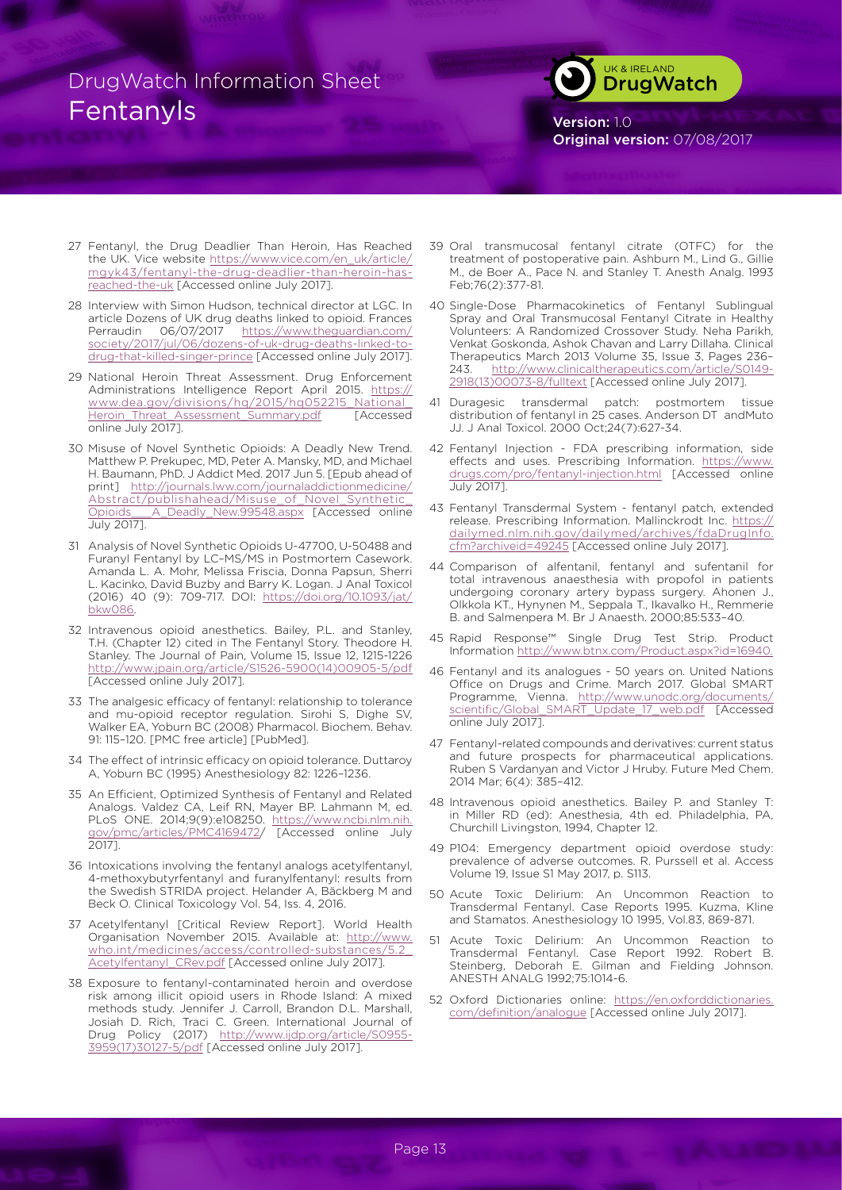27 Fentanyl, the Drug Deadlier Than Heroin, Has Reached the UK. Vice website https://www.vice.com/en_uk/article/mgyk43/fentanyl-the-drug-deadlier-than-heroin-has-reached-the-uk [Accessed online July 2017].

28 Interview with Simon Hudson, technical director at LGC. In article Dozens of UK drug deaths linked to opioid. Frances Perraudin 06/07/2017 https://www.theguardian.com/society/2017/jul/06/dozens-of-uk-drug-deaths-linked-to-drug-that-killed-singer-prince [Accessed online July 2017].

29 National Heroin Threat Assessment. Drug Enforcement Administrations Intelligence Report April 2015. https://www.dea.gov/divisions/hq/2015/hq052215_National_Heroin_Threat_Assessment_Summary.pdf [Accessed online July 2017].

30 Misuse of Novel Synthetic Opioids: A Deadly New Trend. Matthew P. Prekupec, MD, Peter A. Mansky, MD, and Michael H. Baumann, PhD. J Addict Med. 2017 Jun 5. [Epub ahead of print] http://journals.lww.com/journaladdictionmedicine/Abstract/publishahead/Misuse_of_Novel_Synthetic_Opioids___A_Deadly_New.99548.aspx [Accessed online July 2017].

31 Analysis of Novel Synthetic Opioids U-47700, U-50488 and Furanyl Fentanyl by LC–MS/MS in Postmortem Casework. Amanda L. A. Mohr, Melissa Friscia, Donna Papsun, Sherri L. Kacinko, David Buzby and Barry K. Logan. J Anal Toxicol (2016) 40 (9): 709-717. DOI: https://doi.org/10.1093/jat/bkw086.

32 Intravenous opioid anesthetics. Bailey, P.L. and Stanley, T.H. (Chapter 12) cited in The Fentanyl Story. Theodore H. Stanley. The Journal of Pain, Volume 15, Issue 12, 1215-1226 http://www.jpain.org/article/S1526-5900(14)00905-5/pdf [Accessed online July 2017].

33 The analgesic efficacy of fentanyl: relationship to tolerance and mu-opioid receptor regulation. Sirohi S, Dighe SV, Walker EA, Yoburn BC (2008) Pharmacol. Biochem. Behav. 91: 115–120. [PMC free article] [PubMed].

34 The effect of intrinsic efficacy on opioid tolerance. Duttaroy A, Yoburn BC (1995) Anesthesiology 82: 1226–1236.

35 An Efficient, Optimized Synthesis of Fentanyl and Related Analogs. Valdez CA, Leif RN, Mayer BP. Lahmann M, ed. PLoS ONE. 2014;9(9):e108250. https://www.ncbi.nlm.nih.gov/pmc/articles/PMC4169472/ [Accessed online July 2017].

36 Intoxications involving the fentanyl analogs acetylfentanyl, 4-methoxybutyrfentanyl and furanylfentanyl: results from the Swedish STRIDA project. Helander A, Bäckberg M and Beck O. Clinical Toxicology Vol. 54, Iss. 4, 2016.

37 Acetylfentanyl [Critical Review Report]. World Health Organisation November 2015. Available at: http://www.who.int/medicines/access/controlled-substances/5.2_Acetylfentanyl_CRev.pdf [Accessed online July 2017].

38 Exposure to fentanyl-contaminated heroin and overdose risk among illicit opioid users in Rhode Island: A mixed methods study. Jennifer J. Carroll, Brandon D.L. Marshall, Josiah D. Rich, Traci C. Green. International Journal of Drug Policy (2017) http://www.ijdp.org/article/S0955-3959(17)30127-5/pdf [Accessed online July 2017].

39 Oral transmucosal fentanyl citrate (OTFC) for the treatment of postoperative pain. Ashburn M., Lind G., Gillie M., de Boer A., Pace N. and Stanley T. Anesth Analg. 1993 Feb;76(2):377-81.

40 Single-Dose Pharmacokinetics of Fentanyl Sublingual Spray and Oral Transmucosal Fentanyl Citrate in Healthy Volunteers: A Randomized Crossover Study. Neha Parikh, Venkat Goskonda, Ashok Chavan and Larry Dillaha. Clinical Therapeutics March 2013 Volume 35, Issue 3, Pages 236–243. http://www.clinicaltherapeutics.com/article/S0149-2918(13)00073-8/fulltext [Accessed online July 2017].

41 Duragesic transdermal patch: postmortem tissue distribution of fentanyl in 25 cases. Anderson DT andMuto JJ. J Anal Toxicol. 2000 Oct;24(7):627-34.

42 Fentanyl Injection - FDA prescribing information, side effects and uses. Prescribing Information. https://www.drugs.com/pro/fentanyl-injection.html [Accessed online July 2017].

43 Fentanyl Transdermal System - fentanyl patch, extended release. Prescribing Information. Mallinckrodt Inc. https://dailymed.nlm.nih.gov/dailymed/archives/fdaDrugInfo.cfm?archiveid=49245 [Accessed online July 2017].

44 Comparison of alfentanil, fentanyl and sufentanil for total intravenous anaesthesia with propofol in patients undergoing coronary artery bypass surgery. Ahonen J., Olkkola KT., Hynynen M., Seppala T., Ikavalko H., Remmerie B. and Salmenpera M. Br J Anaesth. 2000;85:533–40.

45 Rapid Response™ Single Drug Test Strip. Product Information http://www.btnx.com/Product.aspx?id=16940.

46 Fentanyl and its analogues - 50 years on. United Nations Office on Drugs and Crime. March 2017. Global SMART Programme, Vienna. http://www.unodc.org/documents/scientific/Global_SMART_Update_17_web.pdf [Accessed online July 2017].

47 Fentanyl-related compounds and derivatives: current status and future prospects for pharmaceutical applications. Ruben S Vardanyan and Victor J Hruby. Future Med Chem. 2014 Mar; 6(4): 385–412.

48 Intravenous opioid anesthetics. Bailey P. and Stanley T: in Miller RD (ed): Anesthesia, 4th ed. Philadelphia, PA, Churchill Livingston, 1994, Chapter 12.

49 P104: Emergency department opioid overdose study: prevalence of adverse outcomes. R. Purssell et al. Access Volume 19, Issue S1 May 2017, p. S113.

50 Acute Toxic Delirium: An Uncommon Reaction to Transdermal Fentanyl. Case Reports 1995. Kuzma, Kline and Stamatos. Anesthesiology 10 1995, Vol.83, 869-871.

51 Acute Toxic Delirium: An Uncommon Reaction to Transdermal Fentanyl. Case Report 1992. Robert B. Steinberg, Deborah E. Gilman and Fielding Johnson. ANESTH ANALG 1992;75:1014-6.

52 Oxford Dictionaries online: https://en.oxforddictionaries.com/definition/analogue [Accessed online July 2017].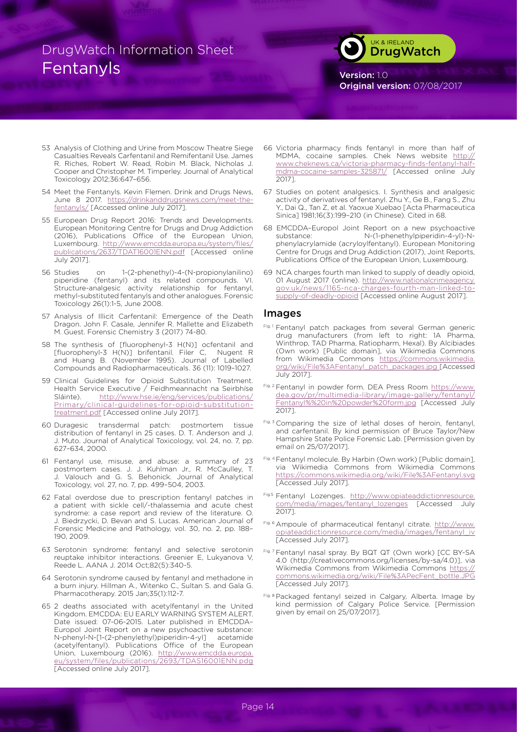53 Analysis of Clothing and Urine from Moscow Theatre Siege Casualties Reveals Carfentanil and Remifentanil Use. James R. Riches, Robert W. Read, Robin M. Black, Nicholas J. Cooper and Christopher M. Timperley. Journal of Analytical Toxicology 2012;36:647–656.

54 Meet the Fentanyls. Kevin Flemen. Drink and Drugs News, June 8 2017. https://drinkanddrugsnews.com/meet-the-fentanyls/ [Accessed online July 2017].

55 European Drug Report 2016: Trends and Developments. European Monitoring Centre for Drugs and Drug Addiction (2016), Publications Office of the European Union, Luxembourg. http://www.emcdda.europa.eu/system/files/publications/2637/TDAT16001ENN.pdf [Accessed online July 2017].

56 Studies on 1-(2-phenethyl)-4-(N-propionylanilino) piperidine (fentanyl) and its related compounds. VI. Structure-analgesic activity relationship for fentanyl, methyl-substituted fentanyls and other analogues. Forensic Toxicology 26(1):1-5, June 2008.

57 Analysis of Illicit Carfentanil: Emergence of the Death Dragon. John F. Casale, Jennifer R. Mallette and Elizabeth M. Guest. Forensic Chemistry 3 (2017) 74-80.

58 The synthesis of [fluorophenyl-3 H(N)] ocfentanil and [fluorophenyl-3 H(N)] brifentanil. Filer C, Nugent R and Huang B. (November 1995). Journal of Labelled Compounds and Radiopharmaceuticals. 36 (11): 1019–1027.

59 Clinical Guidelines for Opioid Substitution Treatment. Health Service Executive / Feidhmeannacht na Seirbhíse Sláinte). http://www.hse.ie/eng/services/publications/Primary/clinical-guidelines-for-opioid-substitution-treatment.pdf [Accessed online July 2017].

60 Duragesic transdermal patch: postmortem tissue distribution of fentanyl in 25 cases. D. T. Anderson and J. J. Muto. Journal of Analytical Toxicology, vol. 24, no. 7, pp. 627–634, 2000.

61 Fentanyl use, misuse, and abuse: a summary of 23 postmortem cases. J. J. Kuhlman Jr., R. McCaulley, T. J. Valouch and G. S. Behonick. Journal of Analytical Toxicology, vol. 27, no. 7, pp. 499–504, 2003.

62 Fatal overdose due to prescription fentanyl patches in a patient with sickle cell/-thalassemia and acute chest syndrome: a case report and review of the literature. O. J. Biedrzycki, D. Bevan and S. Lucas. American Journal of Forensic Medicine and Pathology, vol. 30, no. 2, pp. 188–190, 2009.

63 Serotonin syndrome: fentanyl and selective serotonin reuptake inhibitor interactions. Greenier E, Lukyanova V, Reede L. AANA J. 2014 Oct;82(5):340-5.

64 Serotonin syndrome caused by fentanyl and methadone in a burn injury. Hillman A., Witenko C., Sultan S. and Gala G. Pharmacotherapy. 2015 Jan;35(1):112-7.

65 2 deaths associated with acetylfentanyl in the United Kingdom. EMCDDA: EU EARLY WARNING SYSTEM ALERT. Date issued: 07-06-2015. Later published in EMCDDA–Europol Joint Report on a new psychoactive substance: N-phenyl-N-[1-(2-phenylethyl)piperidin-4-yl] acetamide (acetylfentanyl). Publications Office of the European Union, Luxembourg (2016). http://www.emcdda.europa.eu/system/files/publications/2693/TDAS16001ENN.pdg [Accessed online July 2017].

66 Victoria pharmacy finds fentanyl in more than half of MDMA, cocaine samples. Chek News website http://www.cheknews.ca/victoria-pharmacy-finds-fentanyl-half-mdma-cocaine-samples-325871/ [Accessed online July 2017].

67 Studies on potent analgesics. I. Synthesis and analgesic activity of derivatives of fentanyl. Zhu Y., Ge B., Fang S., Zhu Y., Dai Q., Tan Z, et al. Yaoxue Xuebao [Acta Pharmaceutica Sinica] 1981;16(3):199–210 (in Chinese). Cited in 68.

68 EMCDDA–Europol Joint Report on a new psychoactive substance: N-(1-phenethylpiperidin-4-yl)-N-phenylacrylamide (acryloylfentanyl). European Monitoring Centre for Drugs and Drug Addiction (2017), Joint Reports, Publications Office of the European Union, Luxembourg.

69 NCA charges fourth man linked to supply of deadly opioid, 01 August 2017 (online). http://www.nationalcrimeagency.gov.uk/news/1165-nca-charges-fourth-man-linked-to-supply-of-deadly-opioid [Accessed online August 2017].

## Images

Fig. 1 Fentanyl patch packages from several German generic drug manufacturers (from left to right: 1A Pharma, Winthrop, TAD Pharma, Ratiopharm, Hexal). By Alcibiades (Own work) [Public domain], via Wikimedia Commons from Wikimedia Commons https://commons.wikimedia.org/wiki/File%3AFentanyl_patch_packages.jpg [Accessed July 2017].

Fig. 2 Fentanyl in powder form. DEA Press Room https://www.dea.gov/pr/multimedia-library/image-gallery/fentanyl/Fentanyl%20in%20powder%20form.jpg [Accessed July 2017].

Fig. 3 Comparing the size of lethal doses of heroin, fentanyl, and carfentanil. By kind permission of Bruce Taylor/New Hampshire State Police Forensic Lab. [Permission given by email on 25/07/2017].

Fig. 4 Fentanyl molecule. By Harbin (Own work) [Public domain], via Wikimedia Commons from Wikimedia Commons https://commons.wikimedia.org/wiki/File%3AFentanyl.svg [Accessed July 2017].

Fig. 5 Fentanyl Lozenges. http://www.opiateaddictionresource.com/media/images/fentanyl_lozenges [Accessed July 2017].

Fig. 6 Ampoule of pharmaceutical fentanyl citrate. http://www.opiateaddictionresource.com/media/images/fentanyl_iv [Accessed July 2017].

Fig. 7 Fentanyl nasal spray. By BQT QT (Own work) [CC BY-SA 4.0 (http://creativecommons.org/licenses/by-sa/4.0)], via Wikimedia Commons from Wikimedia Commons https://commons.wikimedia.org/wiki/File%3APecFent_bottle.JPG [Accessed July 2017].

Fig. 8 Packaged fentanyl seized in Calgary, Alberta. Image by kind permission of Calgary Police Service. [Permission given by email on 25/07/2017].